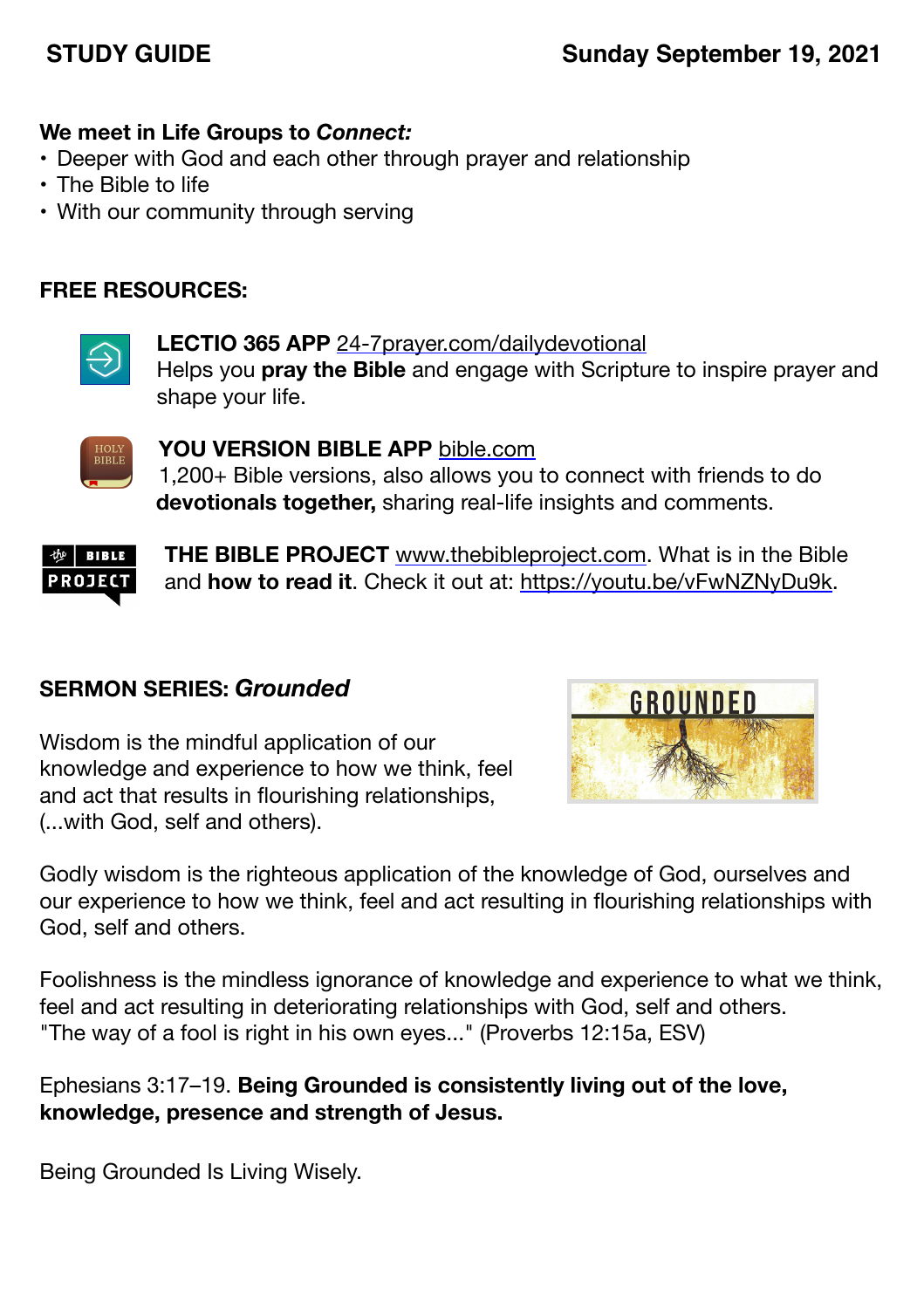**STUDY GUIDE** | **Sunday September 19, 2021**

**We meet in Life Groups to *Connect:***

- Deeper with God and each other through prayer and relationship
- The Bible to life
- With our community through serving

**FREE RESOURCES:**

**LECTIO 365 APP** 24-7prayer.com/dailydevotional
Helps you **pray the Bible** and engage with Scripture to inspire prayer and shape your life.

**YOU VERSION BIBLE APP** bible.com
1,200+ Bible versions, also allows you to connect with friends to do **devotionals together,** sharing real-life insights and comments.

**THE BIBLE PROJECT** www.thebibleproject.com. What is in the Bible and **how to read it**. Check it out at: https://youtu.be/vFwNZNyDu9k.

**SERMON SERIES: *Grounded***

Wisdom is the mindful application of our knowledge and experience to how we think, feel and act that results in flourishing relationships, (...with God, self and others).

Godly wisdom is the righteous application of the knowledge of God, ourselves and our experience to how we think, feel and act resulting in flourishing relationships with God, self and others.

Foolishness is the mindless ignorance of knowledge and experience to what we think, feel and act resulting in deteriorating relationships with God, self and others.
"The way of a fool is right in his own eyes..." (Proverbs 12:15a, ESV)

Ephesians 3:17–19. **Being Grounded is consistently living out of the love, knowledge, presence and strength of Jesus.**

Being Grounded Is Living Wisely.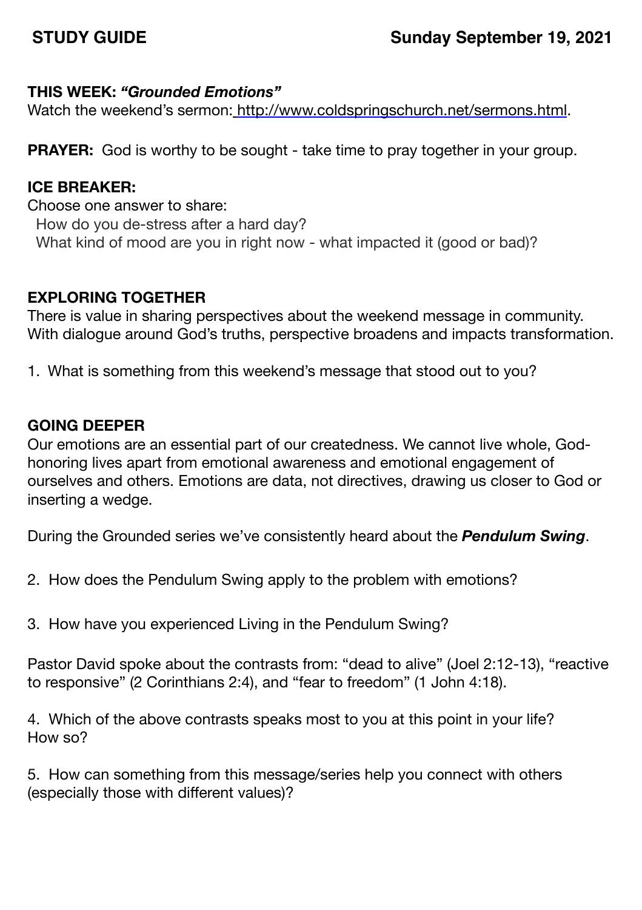**STUDY GUIDE** **Sunday September 19, 2021**

**THIS WEEK:** ***"Grounded Emotions"***
Watch the weekend's sermon: http://www.coldspringschurch.net/sermons.html.

**PRAYER:** God is worthy to be sought - take time to pray together in your group.

**ICE BREAKER:**
Choose one answer to share:
How do you de-stress after a hard day?
What kind of mood are you in right now - what impacted it (good or bad)?

**EXPLORING TOGETHER**
There is value in sharing perspectives about the weekend message in community. With dialogue around God's truths, perspective broadens and impacts transformation.

1. What is something from this weekend's message that stood out to you?

**GOING DEEPER**
Our emotions are an essential part of our createdness. We cannot live whole, God-honoring lives apart from emotional awareness and emotional engagement of ourselves and others. Emotions are data, not directives, drawing us closer to God or inserting a wedge.

During the Grounded series we've consistently heard about the ***Pendulum Swing***.

2. How does the Pendulum Swing apply to the problem with emotions?

3. How have you experienced Living in the Pendulum Swing?

Pastor David spoke about the contrasts from: "dead to alive" (Joel 2:12-13), "reactive to responsive" (2 Corinthians 2:4), and "fear to freedom" (1 John 4:18).

4. Which of the above contrasts speaks most to you at this point in your life? How so?

5. How can something from this message/series help you connect with others (especially those with different values)?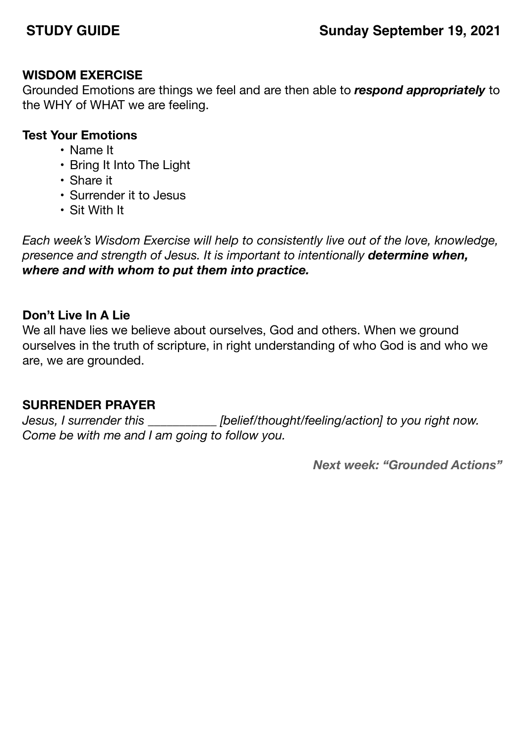**STUDY GUIDE** **Sunday September 19, 2021**

## WISDOM EXERCISE

Grounded Emotions are things we feel and are then able to ***respond appropriately*** to the WHY of WHAT we are feeling.

### Test Your Emotions

- Name It
- Bring It Into The Light
- Share it
- Surrender it to Jesus
- Sit With It

*Each week's Wisdom Exercise will help to consistently live out of the love, knowledge, presence and strength of Jesus. It is important to intentionally **determine when, where and with whom to put them into practice.***

### Don't Live In A Lie

We all have lies we believe about ourselves, God and others. When we ground ourselves in the truth of scripture, in right understanding of who God is and who we are, we are grounded.

## SURRENDER PRAYER

*Jesus, I surrender this __________ [belief/thought/feeling/action] to you right now. Come be with me and I am going to follow you.*

***Next week: "Grounded Actions"***